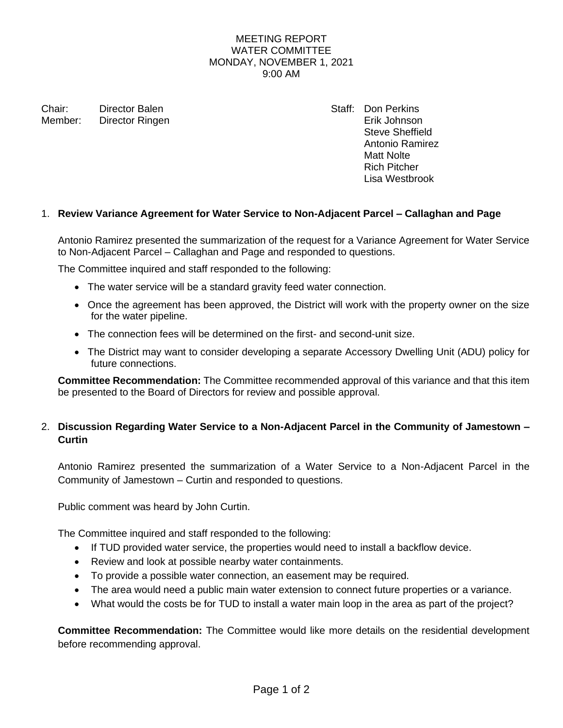MEETING REPORT
WATER COMMITTEE
MONDAY, NOVEMBER 1, 2021
9:00 AM

Chair: Director Balen
Member: Director Ringen

Staff: Don Perkins
Erik Johnson
Steve Sheffield
Antonio Ramirez
Matt Nolte
Rich Pitcher
Lisa Westbrook

1. **Review Variance Agreement for Water Service to Non-Adjacent Parcel – Callaghan and Page**

   Antonio Ramirez presented the summarization of the request for a Variance Agreement for Water Service to Non-Adjacent Parcel – Callaghan and Page and responded to questions.

   The Committee inquired and staff responded to the following:

   - The water service will be a standard gravity feed water connection.
   - Once the agreement has been approved, the District will work with the property owner on the size for the water pipeline.
   - The connection fees will be determined on the first- and second-unit size.
   - The District may want to consider developing a separate Accessory Dwelling Unit (ADU) policy for future connections.

   **Committee Recommendation:** The Committee recommended approval of this variance and that this item be presented to the Board of Directors for review and possible approval.

2. **Discussion Regarding Water Service to a Non-Adjacent Parcel in the Community of Jamestown – Curtin**

   Antonio Ramirez presented the summarization of a Water Service to a Non-Adjacent Parcel in the Community of Jamestown – Curtin and responded to questions.

   Public comment was heard by John Curtin.

   The Committee inquired and staff responded to the following:

   - If TUD provided water service, the properties would need to install a backflow device.
   - Review and look at possible nearby water containments.
   - To provide a possible water connection, an easement may be required.
   - The area would need a public main water extension to connect future properties or a variance.
   - What would the costs be for TUD to install a water main loop in the area as part of the project?

   **Committee Recommendation:** The Committee would like more details on the residential development before recommending approval.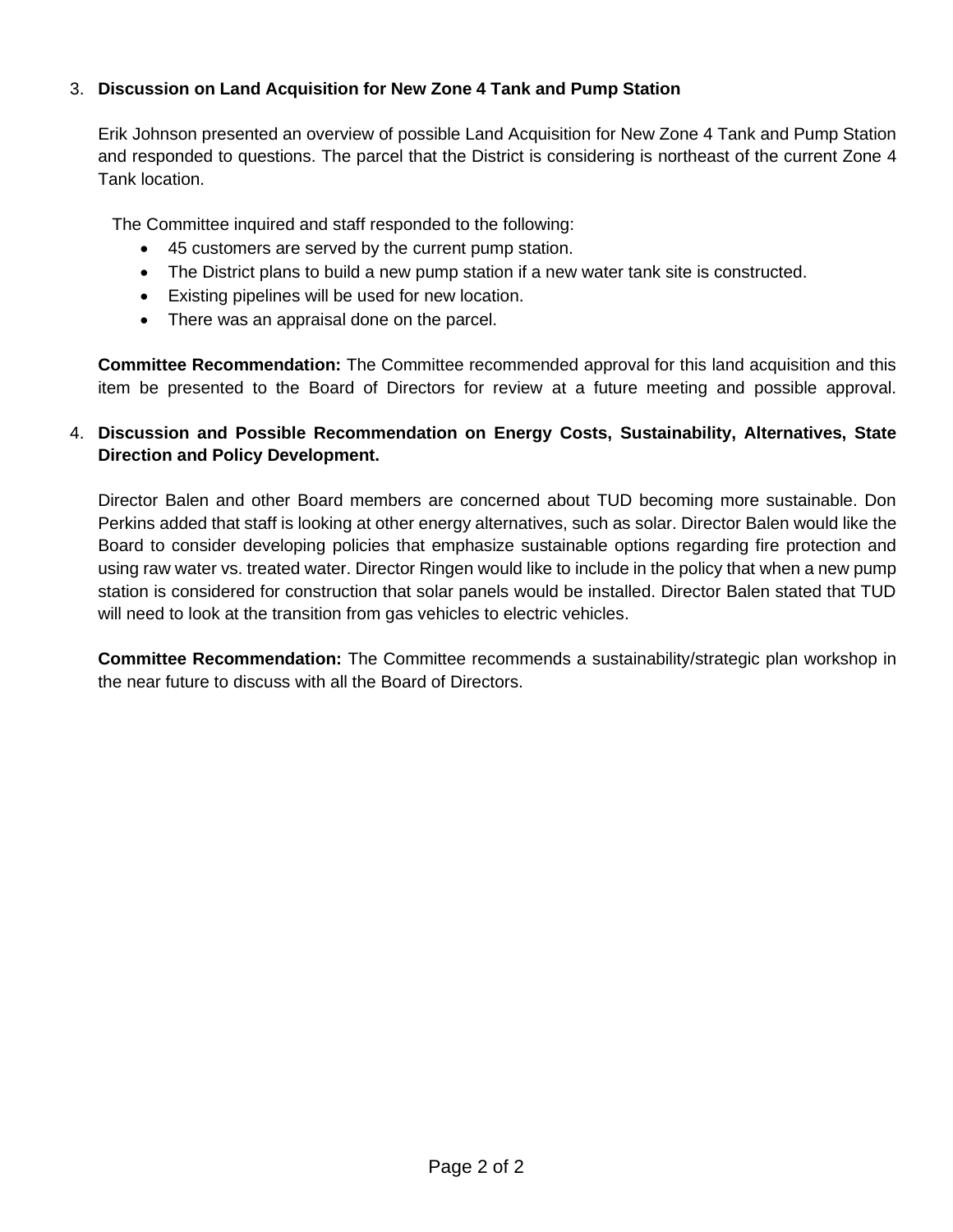3. **Discussion on Land Acquisition for New Zone 4 Tank and Pump Station**

   Erik Johnson presented an overview of possible Land Acquisition for New Zone 4 Tank and Pump Station and responded to questions. The parcel that the District is considering is northeast of the current Zone 4 Tank location.

   The Committee inquired and staff responded to the following:

   - 45 customers are served by the current pump station.
   - The District plans to build a new pump station if a new water tank site is constructed.
   - Existing pipelines will be used for new location.
   - There was an appraisal done on the parcel.

   **Committee Recommendation:** The Committee recommended approval for this land acquisition and this item be presented to the Board of Directors for review at a future meeting and possible approval.

4. **Discussion and Possible Recommendation on Energy Costs, Sustainability, Alternatives, State Direction and Policy Development.**

   Director Balen and other Board members are concerned about TUD becoming more sustainable. Don Perkins added that staff is looking at other energy alternatives, such as solar. Director Balen would like the Board to consider developing policies that emphasize sustainable options regarding fire protection and using raw water vs. treated water. Director Ringen would like to include in the policy that when a new pump station is considered for construction that solar panels would be installed. Director Balen stated that TUD will need to look at the transition from gas vehicles to electric vehicles.

   **Committee Recommendation:** The Committee recommends a sustainability/strategic plan workshop in the near future to discuss with all the Board of Directors.